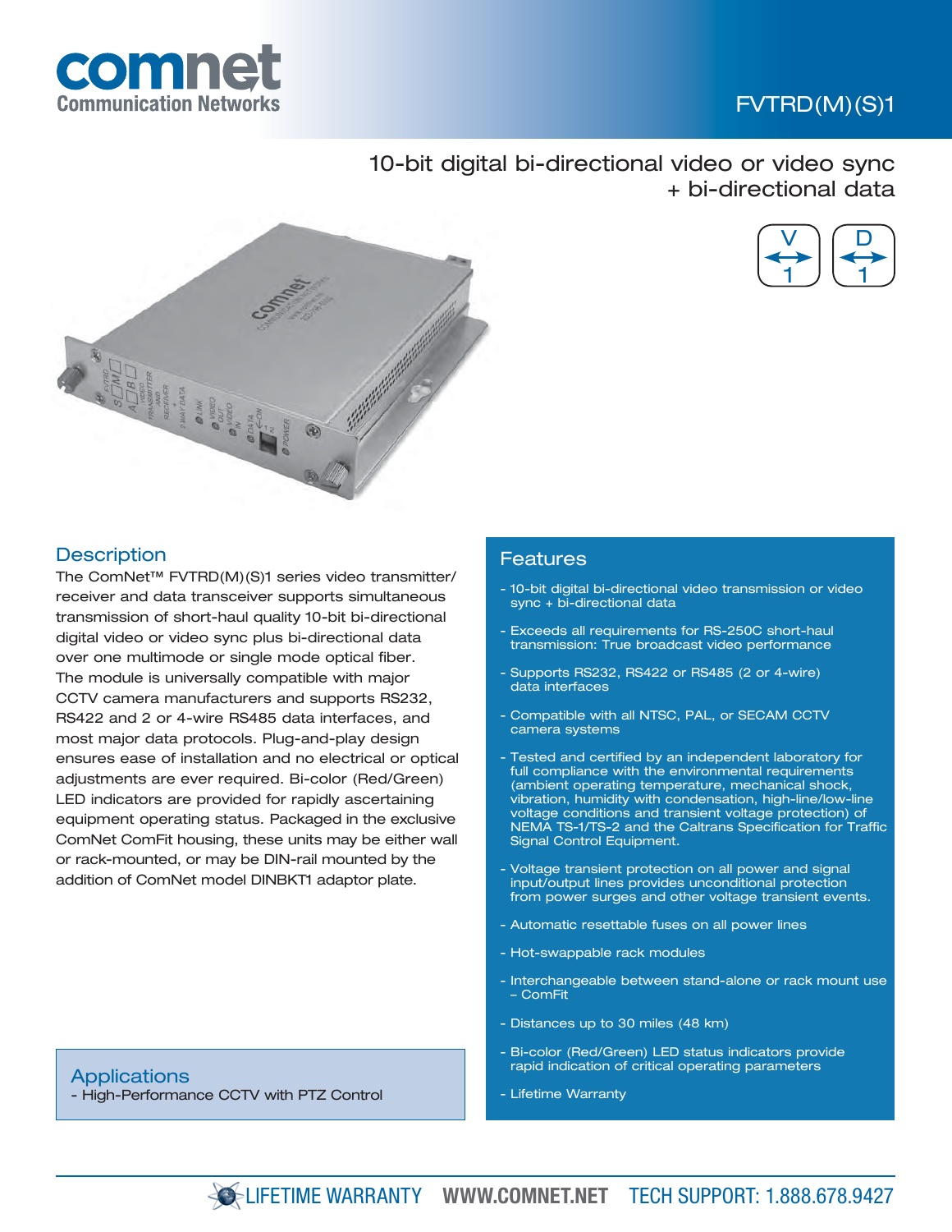# comnet
Communication Networks

FVTRD(M)(S)1

## 10-bit digital bi-directional video or video sync + bi-directional data

V 1 D 1

## Description

The ComNet™ FVTRD(M)(S)1 series video transmitter/receiver and data transceiver supports simultaneous transmission of short-haul quality 10-bit bi-directional digital video or video sync plus bi-directional data over one multimode or single mode optical fiber. The module is universally compatible with major CCTV camera manufacturers and supports RS232, RS422 and 2 or 4-wire RS485 data interfaces, and most major data protocols. Plug-and-play design ensures ease of installation and no electrical or optical adjustments are ever required. Bi-color (Red/Green) LED indicators are provided for rapidly ascertaining equipment operating status. Packaged in the exclusive ComNet ComFit housing, these units may be either wall or rack-mounted, or may be DIN-rail mounted by the addition of ComNet model DINBKT1 adaptor plate.

## Applications

- High-Performance CCTV with PTZ Control

## Features

- 10-bit digital bi-directional video transmission or video sync + bi-directional data
- Exceeds all requirements for RS-250C short-haul transmission: True broadcast video performance
- Supports RS232, RS422 or RS485 (2 or 4-wire) data interfaces
- Compatible with all NTSC, PAL, or SECAM CCTV camera systems
- Tested and certified by an independent laboratory for full compliance with the environmental requirements (ambient operating temperature, mechanical shock, vibration, humidity with condensation, high-line/low-line voltage conditions and transient voltage protection) of NEMA TS-1/TS-2 and the Caltrans Specification for Traffic Signal Control Equipment.
- Voltage transient protection on all power and signal input/output lines provides unconditional protection from power surges and other voltage transient events.
- Automatic resettable fuses on all power lines
- Hot-swappable rack modules
- Interchangeable between stand-alone or rack mount use – ComFit
- Distances up to 30 miles (48 km)
- Bi-color (Red/Green) LED status indicators provide rapid indication of critical operating parameters
- Lifetime Warranty

LIFETIME WARRANTY WWW.COMNET.NET TECH SUPPORT: 1.888.678.9427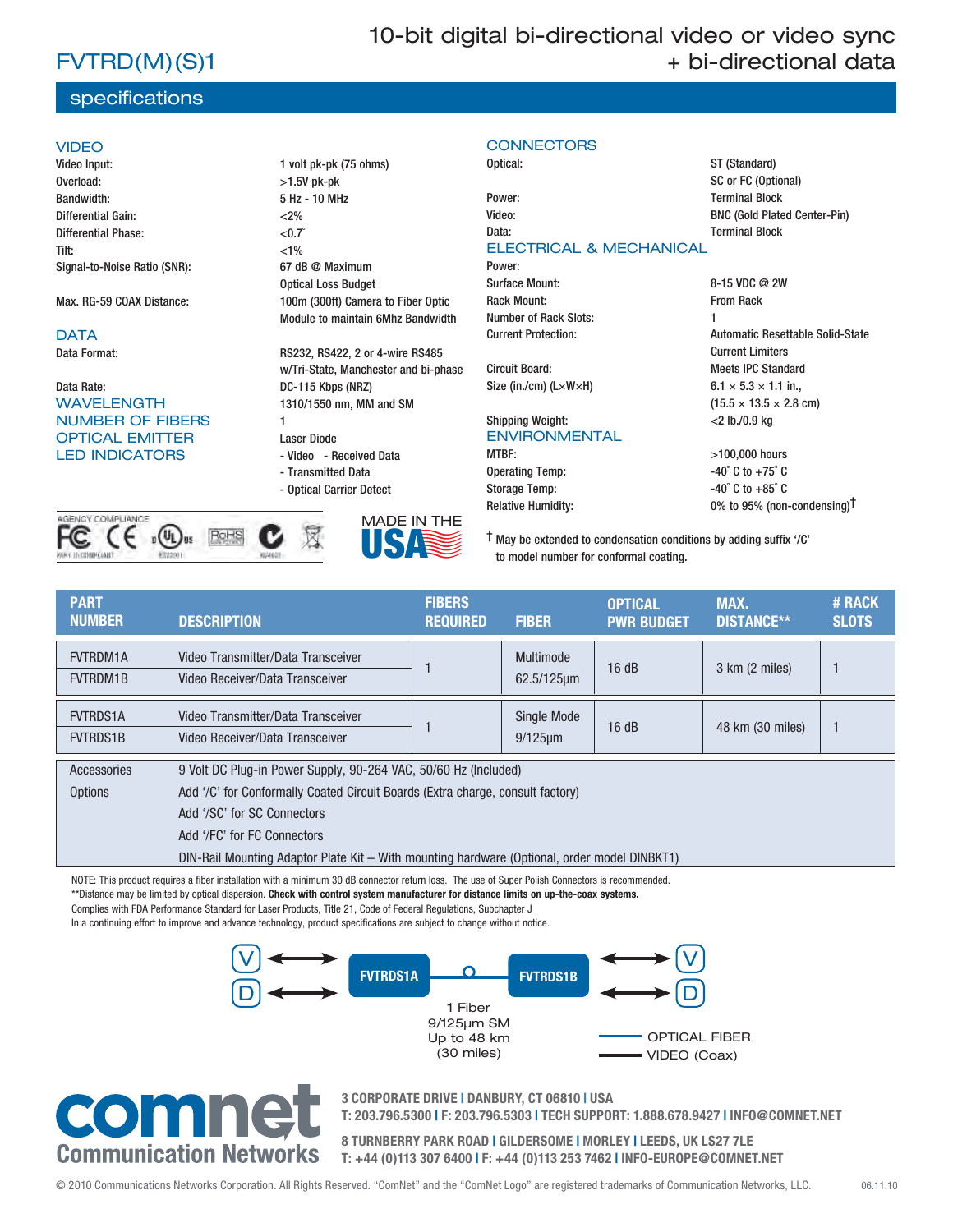# FVTRD(M)(S)1

10-bit digital bi-directional video or video sync + bi-directional data

## specifications

### VIDEO

| | |
|---|---|
| Video Input: | 1 volt pk-pk (75 ohms) |
| Overload: | >1.5V pk-pk |
| Bandwidth: | 5 Hz - 10 MHz |
| Differential Gain: | <2% |
| Differential Phase: | <0.7˚ |
| Tilt: | <1% |
| Signal-to-Noise Ratio (SNR): | 67 dB @ Maximum Optical Loss Budget |
| Max. RG-59 COAX Distance: | 100m (300ft) Camera to Fiber Optic Module to maintain 6Mhz Bandwidth |

### DATA

| | |
|---|---|
| Data Format: | RS232, RS422, 2 or 4-wire RS485 w/Tri-State, Manchester and bi-phase |
| Data Rate: | DC-115 Kbps (NRZ) |

### WAVELENGTH

1310/1550 nm, MM and SM

### NUMBER OF FIBERS

1

### OPTICAL EMITTER

Laser Diode

### LED INDICATORS

- Video
- Received Data
- Transmitted Data
- Optical Carrier Detect

AGENCY COMPLIANCE

MADE IN THE USA

### CONNECTORS

| | |
|---|---|
| Optical: | ST (Standard) SC or FC (Optional) |
| Power: | Terminal Block |
| Video: | BNC (Gold Plated Center-Pin) |
| Data: | Terminal Block |

### ELECTRICAL & MECHANICAL

| | |
|---|---|
| Power: | |
| Surface Mount: | 8-15 VDC @ 2W |
| Rack Mount: | From Rack |
| Number of Rack Slots: | 1 |
| Current Protection: | Automatic Resettable Solid-State Current Limiters |
| Circuit Board: | Meets IPC Standard |
| Size (in./cm) (L×W×H) | 6.1 × 5.3 × 1.1 in., (15.5 × 13.5 × 2.8 cm) |
| Shipping Weight: | <2 lb./0.9 kg |

### ENVIRONMENTAL

| | |
|---|---|
| MTBF: | >100,000 hours |
| Operating Temp: | -40˚ C to +75˚ C |
| Storage Temp: | -40˚ C to +85˚ C |
| Relative Humidity: | 0% to 95% (non-condensing)† |

† May be extended to condensation conditions by adding suffix '/C' to model number for conformal coating.

| PART NUMBER | DESCRIPTION | FIBERS REQUIRED | FIBER | OPTICAL PWR BUDGET | MAX. DISTANCE** | # RACK SLOTS |
|---|---|---|---|---|---|---|
| FVTRDM1A | Video Transmitter/Data Transceiver | 1 | Multimode 62.5/125μm | 16 dB | 3 km (2 miles) | 1 |
| FVTRDM1B | Video Receiver/Data Transceiver | | | | | |
| FVTRDS1A | Video Transmitter/Data Transceiver | 1 | Single Mode 9/125μm | 16 dB | 48 km (30 miles) | 1 |
| FVTRDS1B | Video Receiver/Data Transceiver | | | | | |
| Accessories | 9 Volt DC Plug-in Power Supply, 90-264 VAC, 50/60 Hz (Included) | | | | | |
| Options | Add '/C' for Conformally Coated Circuit Boards (Extra charge, consult factory) | | | | | |
| | Add '/SC' for SC Connectors | | | | | |
| | Add '/FC' for FC Connectors | | | | | |
| | DIN-Rail Mounting Adaptor Plate Kit – With mounting hardware (Optional, order model DINBKT1) | | | | | |

NOTE: This product requires a fiber installation with a minimum 30 dB connector return loss. The use of Super Polish Connectors is recommended.
**Distance may be limited by optical dispersion. **Check with control system manufacturer for distance limits on up-the-coax systems.**
Complies with FDA Performance Standard for Laser Products, Title 21, Code of Federal Regulations, Subchapter J
In a continuing effort to improve and advance technology, product specifications are subject to change without notice.

V D FVTRDS1A FVTRDS1B V D

1 Fiber
9/125μm SM
Up to 48 km
(30 miles)

OPTICAL FIBER
VIDEO (Coax)

comnet Communication Networks

**3 CORPORATE DRIVE | DANBURY, CT 06810 | USA**
**T: 203.796.5300 | F: 203.796.5303 | TECH SUPPORT: 1.888.678.9427 | INFO@COMNET.NET**

**8 TURNBERRY PARK ROAD | GILDERSOME | MORLEY | LEEDS, UK LS27 7LE**
**T: +44 (0)113 307 6400 | F: +44 (0)113 253 7462 | INFO-EUROPE@COMNET.NET**

© 2010 Communications Networks Corporation. All Rights Reserved. "ComNet" and the "ComNet Logo" are registered trademarks of Communication Networks, LLC. 06.11.10